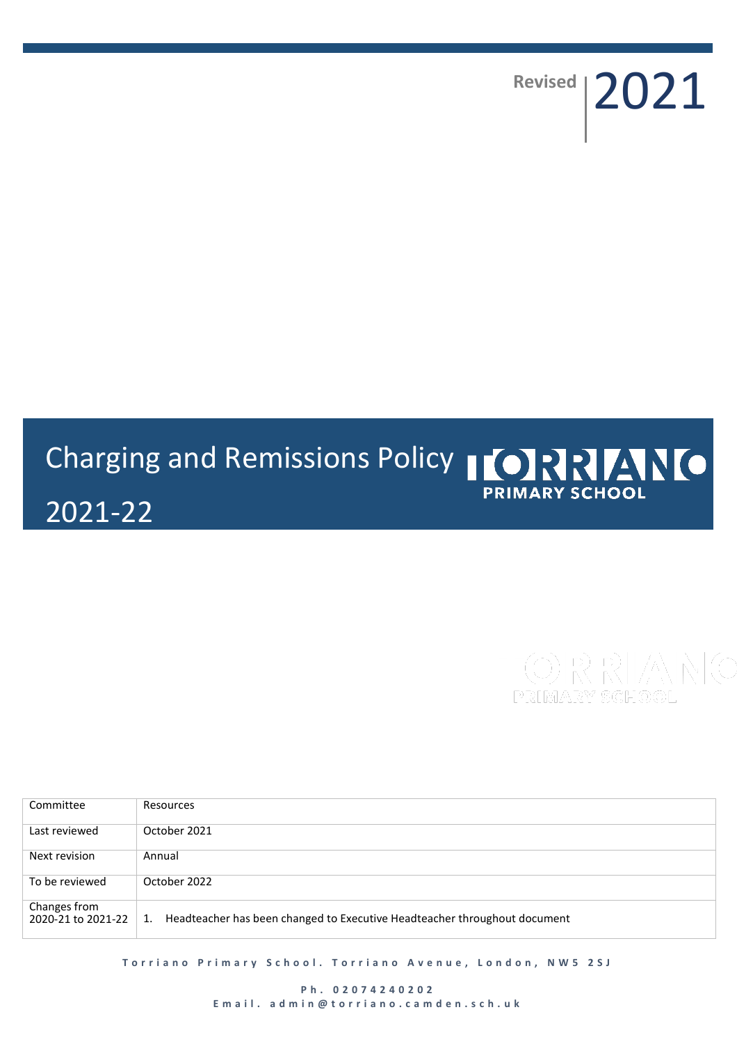Revised 2021

# Charging and Remissions Policy 2021-22

TORRIANO PRIMARY SCHOOL

| Committee | Resources |
| --- | --- |
| Last reviewed | October 2021 |
| Next revision | Annual |
| To be reviewed | October 2022 |
| Changes from 2020-21 to 2021-22 | 1. Headteacher has been changed to Executive Headteacher throughout document |

Torriano Primary School. Torriano Avenue, London, NW5 2SJ

Ph. 02074240202
Email. admin@torriano.camden.sch.uk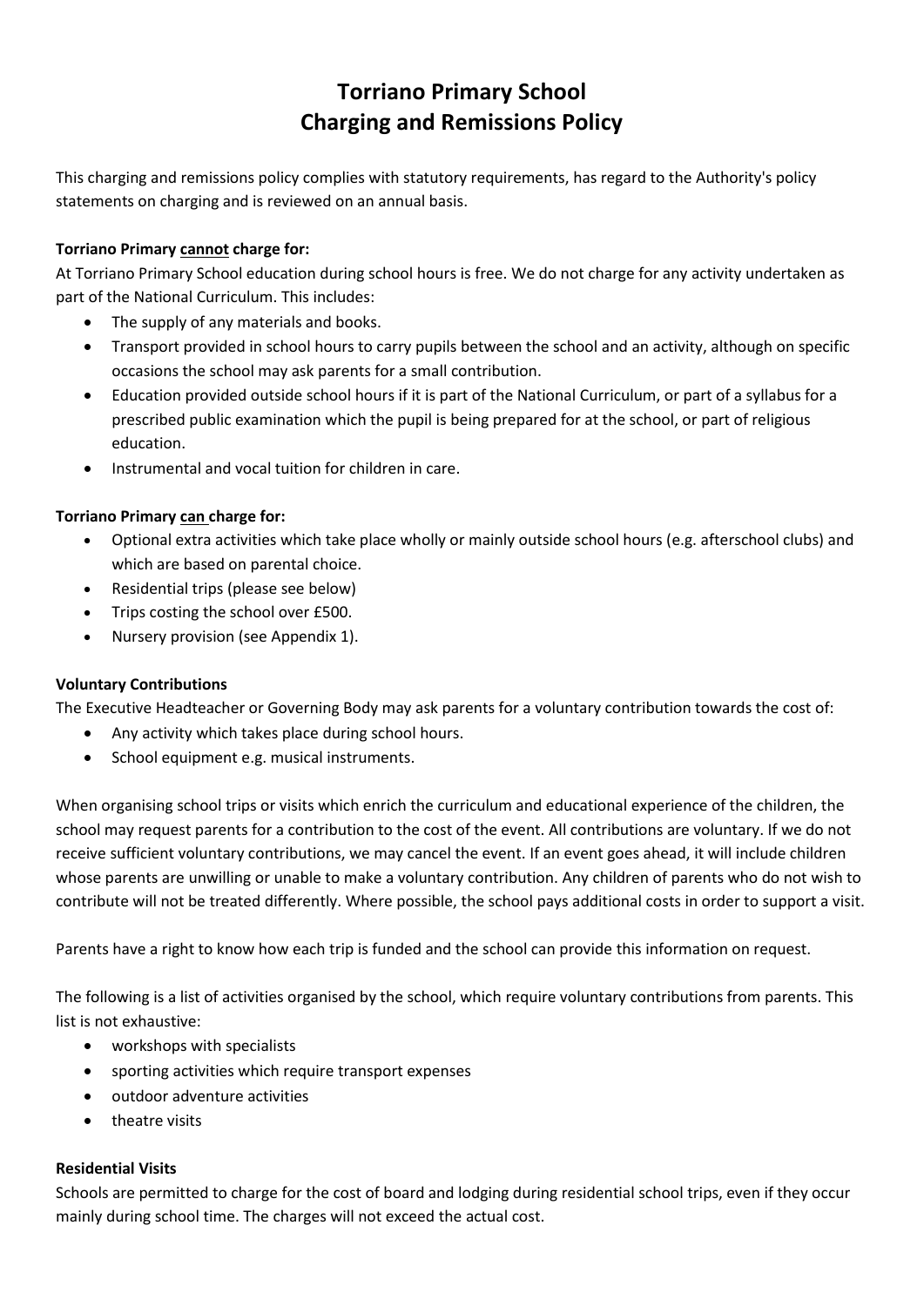# Torriano Primary School
# Charging and Remissions Policy

This charging and remissions policy complies with statutory requirements, has regard to the Authority's policy statements on charging and is reviewed on an annual basis.

**Torriano Primary cannot charge for:**

At Torriano Primary School education during school hours is free. We do not charge for any activity undertaken as part of the National Curriculum. This includes:

- The supply of any materials and books.
- Transport provided in school hours to carry pupils between the school and an activity, although on specific occasions the school may ask parents for a small contribution.
- Education provided outside school hours if it is part of the National Curriculum, or part of a syllabus for a prescribed public examination which the pupil is being prepared for at the school, or part of religious education.
- Instrumental and vocal tuition for children in care.

**Torriano Primary can charge for:**

- Optional extra activities which take place wholly or mainly outside school hours (e.g. afterschool clubs) and which are based on parental choice.
- Residential trips (please see below)
- Trips costing the school over £500.
- Nursery provision (see Appendix 1).

**Voluntary Contributions**

The Executive Headteacher or Governing Body may ask parents for a voluntary contribution towards the cost of:

- Any activity which takes place during school hours.
- School equipment e.g. musical instruments.

When organising school trips or visits which enrich the curriculum and educational experience of the children, the school may request parents for a contribution to the cost of the event. All contributions are voluntary. If we do not receive sufficient voluntary contributions, we may cancel the event. If an event goes ahead, it will include children whose parents are unwilling or unable to make a voluntary contribution. Any children of parents who do not wish to contribute will not be treated differently. Where possible, the school pays additional costs in order to support a visit.

Parents have a right to know how each trip is funded and the school can provide this information on request.

The following is a list of activities organised by the school, which require voluntary contributions from parents. This list is not exhaustive:

- workshops with specialists
- sporting activities which require transport expenses
- outdoor adventure activities
- theatre visits

**Residential Visits**

Schools are permitted to charge for the cost of board and lodging during residential school trips, even if they occur mainly during school time. The charges will not exceed the actual cost.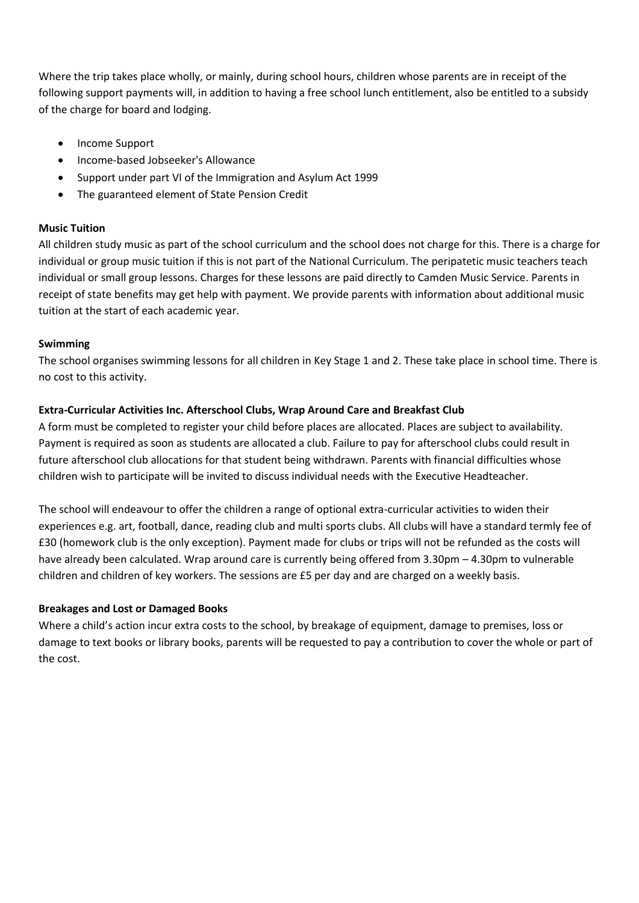Where the trip takes place wholly, or mainly, during school hours, children whose parents are in receipt of the following support payments will, in addition to having a free school lunch entitlement, also be entitled to a subsidy of the charge for board and lodging.

- Income Support
- Income-based Jobseeker's Allowance
- Support under part VI of the Immigration and Asylum Act 1999
- The guaranteed element of State Pension Credit

**Music Tuition**

All children study music as part of the school curriculum and the school does not charge for this. There is a charge for individual or group music tuition if this is not part of the National Curriculum. The peripatetic music teachers teach individual or small group lessons. Charges for these lessons are paid directly to Camden Music Service. Parents in receipt of state benefits may get help with payment. We provide parents with information about additional music tuition at the start of each academic year.

**Swimming**

The school organises swimming lessons for all children in Key Stage 1 and 2. These take place in school time. There is no cost to this activity.

**Extra-Curricular Activities Inc. Afterschool Clubs, Wrap Around Care and Breakfast Club**

A form must be completed to register your child before places are allocated. Places are subject to availability. Payment is required as soon as students are allocated a club. Failure to pay for afterschool clubs could result in future afterschool club allocations for that student being withdrawn. Parents with financial difficulties whose children wish to participate will be invited to discuss individual needs with the Executive Headteacher.

The school will endeavour to offer the children a range of optional extra-curricular activities to widen their experiences e.g. art, football, dance, reading club and multi sports clubs. All clubs will have a standard termly fee of £30 (homework club is the only exception). Payment made for clubs or trips will not be refunded as the costs will have already been calculated. Wrap around care is currently being offered from 3.30pm – 4.30pm to vulnerable children and children of key workers. The sessions are £5 per day and are charged on a weekly basis.

**Breakages and Lost or Damaged Books**

Where a child's action incur extra costs to the school, by breakage of equipment, damage to premises, loss or damage to text books or library books, parents will be requested to pay a contribution to cover the whole or part of the cost.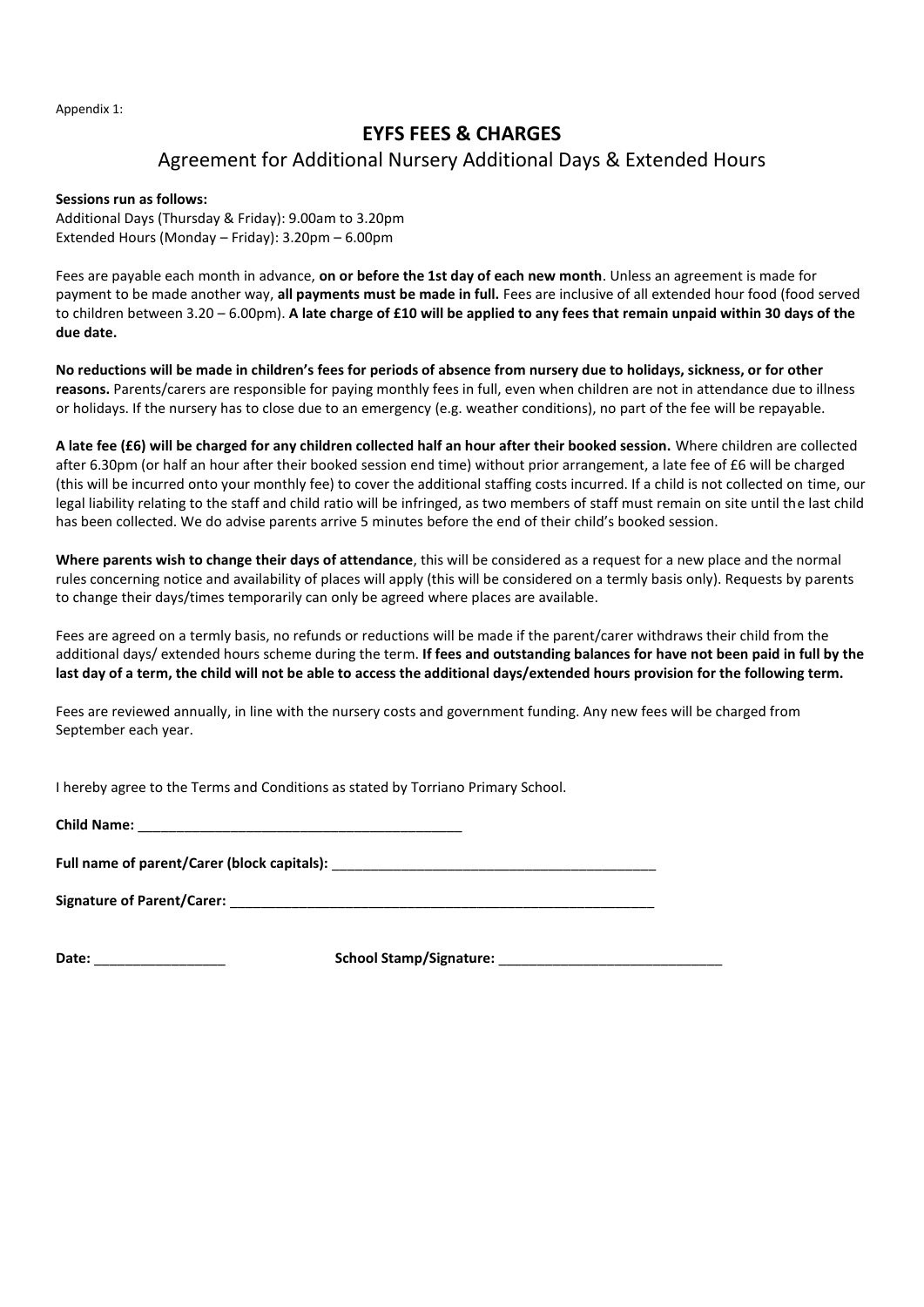Appendix 1:

# EYFS FEES & CHARGES

## Agreement for Additional Nursery Additional Days & Extended Hours

**Sessions run as follows:**
Additional Days (Thursday & Friday): 9.00am to 3.20pm
Extended Hours (Monday – Friday): 3.20pm – 6.00pm

Fees are payable each month in advance, **on or before the 1st day of each new month**. Unless an agreement is made for payment to be made another way, **all payments must be made in full.** Fees are inclusive of all extended hour food (food served to children between 3.20 – 6.00pm). **A late charge of £10 will be applied to any fees that remain unpaid within 30 days of the due date.**

**No reductions will be made in children's fees for periods of absence from nursery due to holidays, sickness, or for other reasons.** Parents/carers are responsible for paying monthly fees in full, even when children are not in attendance due to illness or holidays. If the nursery has to close due to an emergency (e.g. weather conditions), no part of the fee will be repayable.

**A late fee (£6) will be charged for any children collected half an hour after their booked session.** Where children are collected after 6.30pm (or half an hour after their booked session end time) without prior arrangement, a late fee of £6 will be charged (this will be incurred onto your monthly fee) to cover the additional staffing costs incurred. If a child is not collected on time, our legal liability relating to the staff and child ratio will be infringed, as two members of staff must remain on site until the last child has been collected. We do advise parents arrive 5 minutes before the end of their child's booked session.

**Where parents wish to change their days of attendance**, this will be considered as a request for a new place and the normal rules concerning notice and availability of places will apply (this will be considered on a termly basis only). Requests by parents to change their days/times temporarily can only be agreed where places are available.

Fees are agreed on a termly basis, no refunds or reductions will be made if the parent/carer withdraws their child from the additional days/ extended hours scheme during the term. **If fees and outstanding balances for have not been paid in full by the last day of a term, the child will not be able to access the additional days/extended hours provision for the following term.**

Fees are reviewed annually, in line with the nursery costs and government funding. Any new fees will be charged from September each year.

I hereby agree to the Terms and Conditions as stated by Torriano Primary School.

**Child Name:** ___________________________________________

**Full name of parent/Carer (block capitals):** ___________________________________________

**Signature of Parent/Carer:** _________________________________________________________

**Date:** _________________ **School Stamp/Signature:** _____________________________